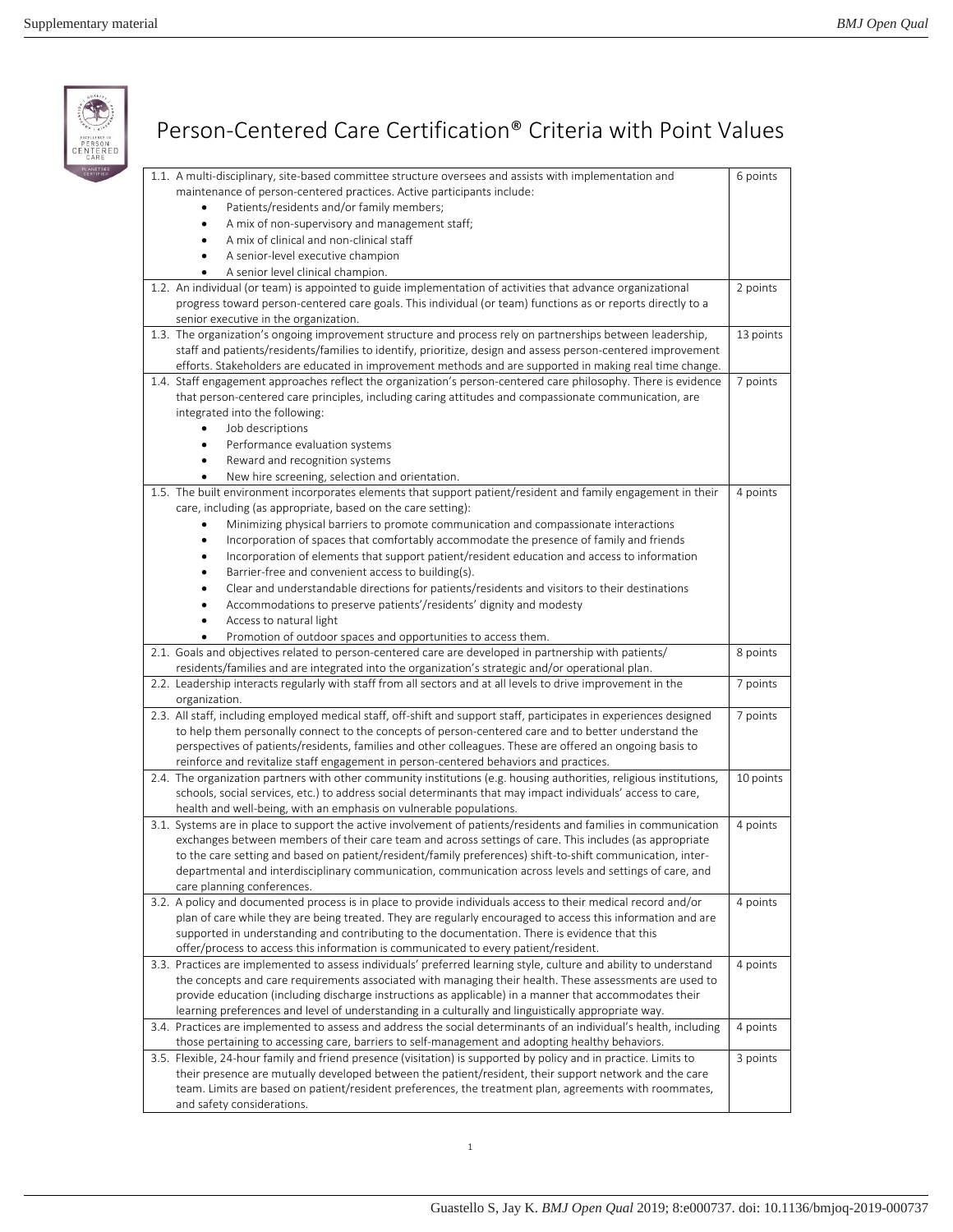# Person-Centered Care Certification® Criteria with Point Values

| Criteria | Points |
|---|---|
| 1.1. A multi-disciplinary, site-based committee structure oversees and assists with implementation and maintenance of person-centered practices. Active participants include: <br>• Patients/residents and/or family members; <br>• A mix of non-supervisory and management staff; <br>• A mix of clinical and non-clinical staff <br>• A senior-level executive champion <br>• A senior level clinical champion. | 6 points |
| 1.2. An individual (or team) is appointed to guide implementation of activities that advance organizational progress toward person-centered care goals. This individual (or team) functions as or reports directly to a senior executive in the organization. | 2 points |
| 1.3. The organization's ongoing improvement structure and process rely on partnerships between leadership, staff and patients/residents/families to identify, prioritize, design and assess person-centered improvement efforts. Stakeholders are educated in improvement methods and are supported in making real time change. | 13 points |
| 1.4. Staff engagement approaches reflect the organization's person-centered care philosophy. There is evidence that person-centered care principles, including caring attitudes and compassionate communication, are integrated into the following: <br>• Job descriptions <br>• Performance evaluation systems <br>• Reward and recognition systems <br>• New hire screening, selection and orientation. | 7 points |
| 1.5. The built environment incorporates elements that support patient/resident and family engagement in their care, including (as appropriate, based on the care setting): <br>• Minimizing physical barriers to promote communication and compassionate interactions <br>• Incorporation of spaces that comfortably accommodate the presence of family and friends <br>• Incorporation of elements that support patient/resident education and access to information <br>• Barrier-free and convenient access to building(s). <br>• Clear and understandable directions for patients/residents and visitors to their destinations <br>• Accommodations to preserve patients'/residents' dignity and modesty <br>• Access to natural light <br>• Promotion of outdoor spaces and opportunities to access them. | 4 points |
| 2.1. Goals and objectives related to person-centered care are developed in partnership with patients/ residents/families and are integrated into the organization's strategic and/or operational plan. | 8 points |
| 2.2. Leadership interacts regularly with staff from all sectors and at all levels to drive improvement in the organization. | 7 points |
| 2.3. All staff, including employed medical staff, off-shift and support staff, participates in experiences designed to help them personally connect to the concepts of person-centered care and to better understand the perspectives of patients/residents, families and other colleagues. These are offered an ongoing basis to reinforce and revitalize staff engagement in person-centered behaviors and practices. | 7 points |
| 2.4. The organization partners with other community institutions (e.g. housing authorities, religious institutions, schools, social services, etc.) to address social determinants that may impact individuals' access to care, health and well-being, with an emphasis on vulnerable populations. | 10 points |
| 3.1. Systems are in place to support the active involvement of patients/residents and families in communication exchanges between members of their care team and across settings of care. This includes (as appropriate to the care setting and based on patient/resident/family preferences) shift-to-shift communication, inter-departmental and interdisciplinary communication, communication across levels and settings of care, and care planning conferences. | 4 points |
| 3.2. A policy and documented process is in place to provide individuals access to their medical record and/or plan of care while they are being treated. They are regularly encouraged to access this information and are supported in understanding and contributing to the documentation. There is evidence that this offer/process to access this information is communicated to every patient/resident. | 4 points |
| 3.3. Practices are implemented to assess individuals' preferred learning style, culture and ability to understand the concepts and care requirements associated with managing their health. These assessments are used to provide education (including discharge instructions as applicable) in a manner that accommodates their learning preferences and level of understanding in a culturally and linguistically appropriate way. | 4 points |
| 3.4. Practices are implemented to assess and address the social determinants of an individual's health, including those pertaining to accessing care, barriers to self-management and adopting healthy behaviors. | 4 points |
| 3.5. Flexible, 24-hour family and friend presence (visitation) is supported by policy and in practice. Limits to their presence are mutually developed between the patient/resident, their support network and the care team. Limits are based on patient/resident preferences, the treatment plan, agreements with roommates, and safety considerations. | 3 points |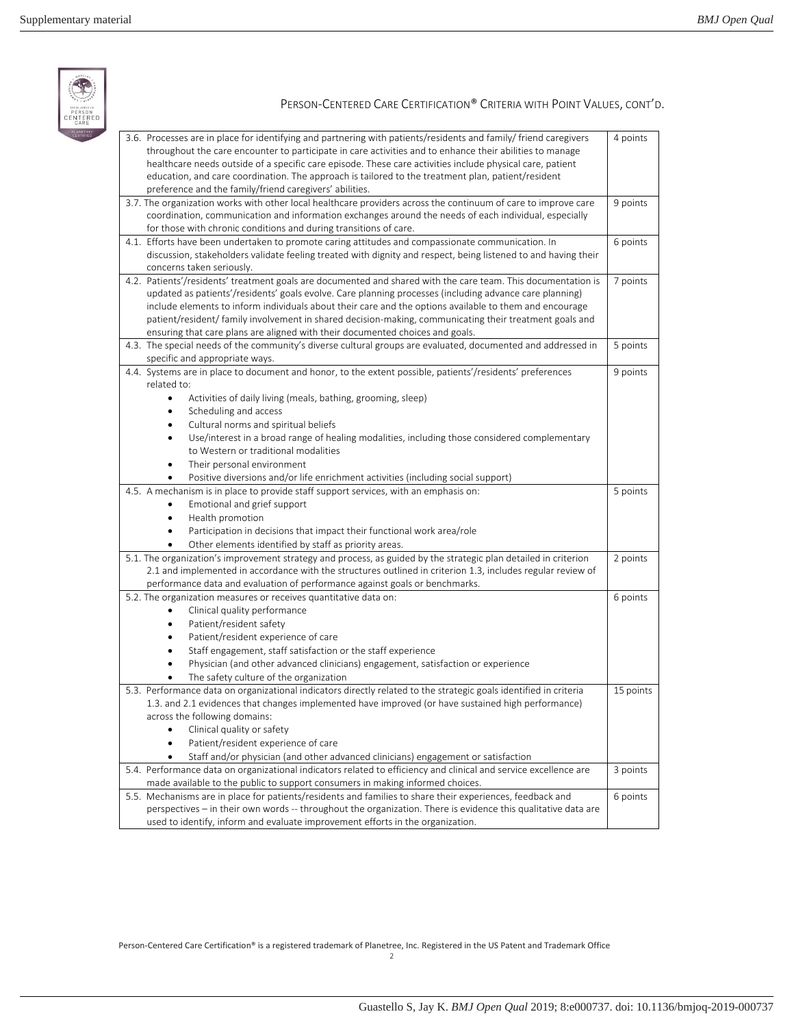## Person-Centered Care Certification® Criteria with Point Values, cont'd.

| | |
|---|---|
| 3.6. Processes are in place for identifying and partnering with patients/residents and family/ friend caregivers throughout the care encounter to participate in care activities and to enhance their abilities to manage healthcare needs outside of a specific care episode. These care activities include physical care, patient education, and care coordination. The approach is tailored to the treatment plan, patient/resident preference and the family/friend caregivers' abilities. | 4 points |
| 3.7. The organization works with other local healthcare providers across the continuum of care to improve care coordination, communication and information exchanges around the needs of each individual, especially for those with chronic conditions and during transitions of care. | 9 points |
| 4.1. Efforts have been undertaken to promote caring attitudes and compassionate communication. In discussion, stakeholders validate feeling treated with dignity and respect, being listened to and having their concerns taken seriously. | 6 points |
| 4.2. Patients'/residents' treatment goals are documented and shared with the care team. This documentation is updated as patients'/residents' goals evolve. Care planning processes (including advance care planning) include elements to inform individuals about their care and the options available to them and encourage patient/resident/ family involvement in shared decision-making, communicating their treatment goals and ensuring that care plans are aligned with their documented choices and goals. | 7 points |
| 4.3. The special needs of the community's diverse cultural groups are evaluated, documented and addressed in specific and appropriate ways. | 5 points |
| 4.4. Systems are in place to document and honor, to the extent possible, patients'/residents' preferences related to:<br>• Activities of daily living (meals, bathing, grooming, sleep)<br>• Scheduling and access<br>• Cultural norms and spiritual beliefs<br>• Use/interest in a broad range of healing modalities, including those considered complementary to Western or traditional modalities<br>• Their personal environment<br>• Positive diversions and/or life enrichment activities (including social support) | 9 points |
| 4.5. A mechanism is in place to provide staff support services, with an emphasis on:<br>• Emotional and grief support<br>• Health promotion<br>• Participation in decisions that impact their functional work area/role<br>• Other elements identified by staff as priority areas. | 5 points |
| 5.1. The organization's improvement strategy and process, as guided by the strategic plan detailed in criterion 2.1 and implemented in accordance with the structures outlined in criterion 1.3, includes regular review of performance data and evaluation of performance against goals or benchmarks. | 2 points |
| 5.2. The organization measures or receives quantitative data on:<br>• Clinical quality performance<br>• Patient/resident safety<br>• Patient/resident experience of care<br>• Staff engagement, staff satisfaction or the staff experience<br>• Physician (and other advanced clinicians) engagement, satisfaction or experience<br>• The safety culture of the organization | 6 points |
| 5.3. Performance data on organizational indicators directly related to the strategic goals identified in criteria 1.3. and 2.1 evidences that changes implemented have improved (or have sustained high performance) across the following domains:<br>• Clinical quality or safety<br>• Patient/resident experience of care<br>• Staff and/or physician (and other advanced clinicians) engagement or satisfaction | 15 points |
| 5.4. Performance data on organizational indicators related to efficiency and clinical and service excellence are made available to the public to support consumers in making informed choices. | 3 points |
| 5.5. Mechanisms are in place for patients/residents and families to share their experiences, feedback and perspectives – in their own words -- throughout the organization. There is evidence this qualitative data are used to identify, inform and evaluate improvement efforts in the organization. | 6 points |

Person-Centered Care Certification® is a registered trademark of Planetree, Inc. Registered in the US Patent and Trademark Office